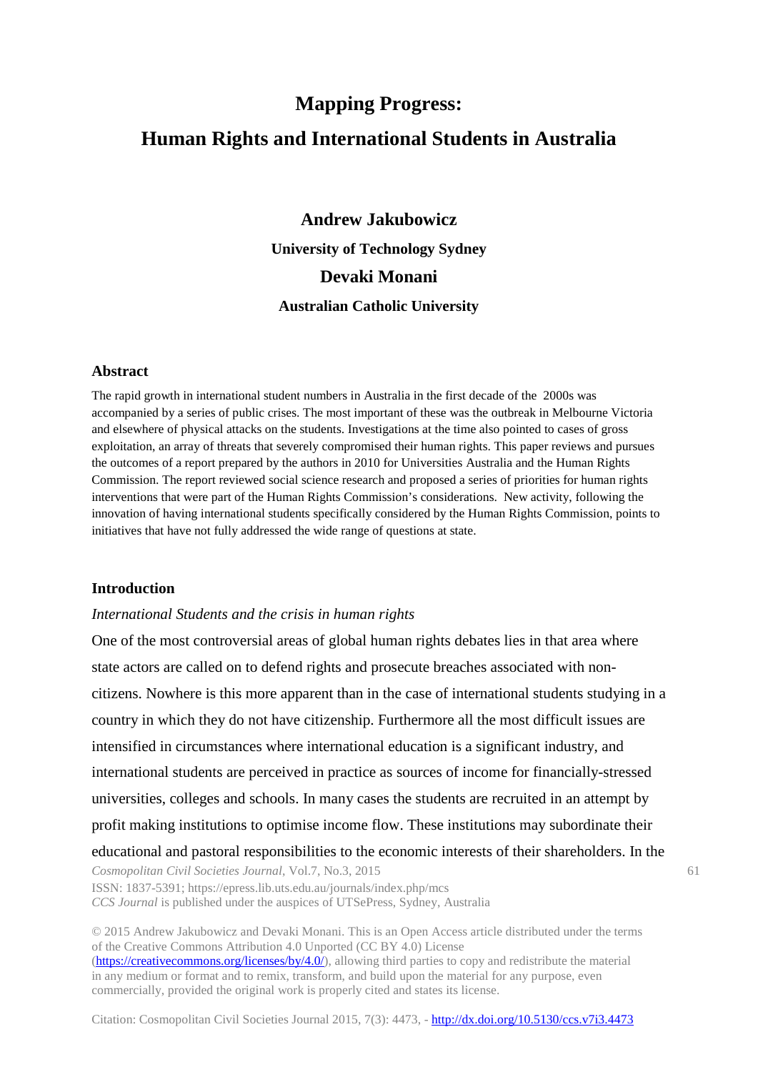# Mapping Progress:

# Human Rights and International Students in Australia

**Andrew Jakubowicz**

**University of Technology Sydney**

**Devaki Monani**

**Australian Catholic University**

## Abstract

The rapid growth in international student numbers in Australia in the first decade of the 2000s was accompanied by a series of public crises. The most important of these was the outbreak in Melbourne Victoria and elsewhere of physical attacks on the students. Investigations at the time also pointed to cases of gross exploitation, an array of threats that severely compromised their human rights. This paper reviews and pursues the outcomes of a report prepared by the authors in 2010 for Universities Australia and the Human Rights Commission. The report reviewed social science research and proposed a series of priorities for human rights interventions that were part of the Human Rights Commission's considerations. New activity, following the innovation of having international students specifically considered by the Human Rights Commission, points to initiatives that have not fully addressed the wide range of questions at state.

## Introduction

*International Students and the crisis in human rights*

One of the most controversial areas of global human rights debates lies in that area where state actors are called on to defend rights and prosecute breaches associated with non-citizens. Nowhere is this more apparent than in the case of international students studying in a country in which they do not have citizenship. Furthermore all the most difficult issues are intensified in circumstances where international education is a significant industry, and international students are perceived in practice as sources of income for financially-stressed universities, colleges and schools. In many cases the students are recruited in an attempt by profit making institutions to optimise income flow. These institutions may subordinate their educational and pastoral responsibilities to the economic interests of their shareholders. In the

ISSN: 1837-5391; https://epress.lib.uts.edu.au/journals/index.php/mcs
*CCS Journal* is published under the auspices of UTSePress, Sydney, Australia

© 2015 Andrew Jakubowicz and Devaki Monani. This is an Open Access article distributed under the terms of the Creative Commons Attribution 4.0 Unported (CC BY 4.0) License (https://creativecommons.org/licenses/by/4.0/), allowing third parties to copy and redistribute the material in any medium or format and to remix, transform, and build upon the material for any purpose, even commercially, provided the original work is properly cited and states its license.

Citation: Cosmopolitan Civil Societies Journal 2015, 7(3): 4473, - http://dx.doi.org/10.5130/ccs.v7i3.4473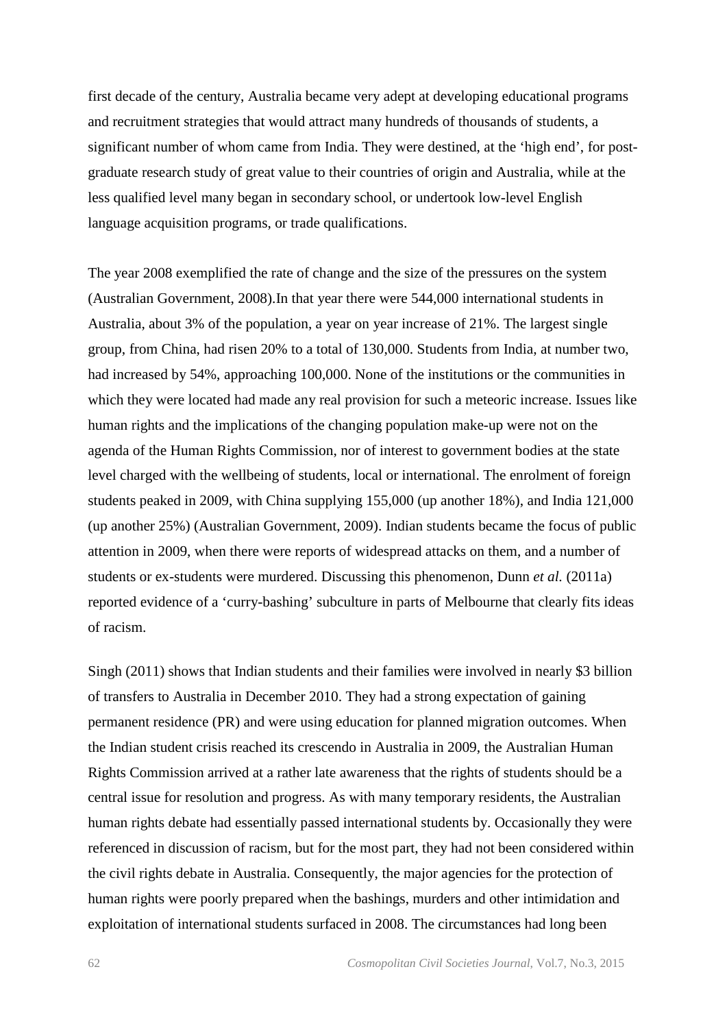first decade of the century, Australia became very adept at developing educational programs and recruitment strategies that would attract many hundreds of thousands of students, a significant number of whom came from India. They were destined, at the 'high end', for post-graduate research study of great value to their countries of origin and Australia, while at the less qualified level many began in secondary school, or undertook low-level English language acquisition programs, or trade qualifications.

The year 2008 exemplified the rate of change and the size of the pressures on the system (Australian Government, 2008).In that year there were 544,000 international students in Australia, about 3% of the population, a year on year increase of 21%. The largest single group, from China, had risen 20% to a total of 130,000. Students from India, at number two, had increased by 54%, approaching 100,000. None of the institutions or the communities in which they were located had made any real provision for such a meteoric increase. Issues like human rights and the implications of the changing population make-up were not on the agenda of the Human Rights Commission, nor of interest to government bodies at the state level charged with the wellbeing of students, local or international. The enrolment of foreign students peaked in 2009, with China supplying 155,000 (up another 18%), and India 121,000 (up another 25%) (Australian Government, 2009). Indian students became the focus of public attention in 2009, when there were reports of widespread attacks on them, and a number of students or ex-students were murdered. Discussing this phenomenon, Dunn *et al.* (2011a) reported evidence of a 'curry-bashing' subculture in parts of Melbourne that clearly fits ideas of racism.

Singh (2011) shows that Indian students and their families were involved in nearly $3 billion of transfers to Australia in December 2010. They had a strong expectation of gaining permanent residence (PR) and were using education for planned migration outcomes. When the Indian student crisis reached its crescendo in Australia in 2009, the Australian Human Rights Commission arrived at a rather late awareness that the rights of students should be a central issue for resolution and progress. As with many temporary residents, the Australian human rights debate had essentially passed international students by. Occasionally they were referenced in discussion of racism, but for the most part, they had not been considered within the civil rights debate in Australia. Consequently, the major agencies for the protection of human rights were poorly prepared when the bashings, murders and other intimidation and exploitation of international students surfaced in 2008. The circumstances had long been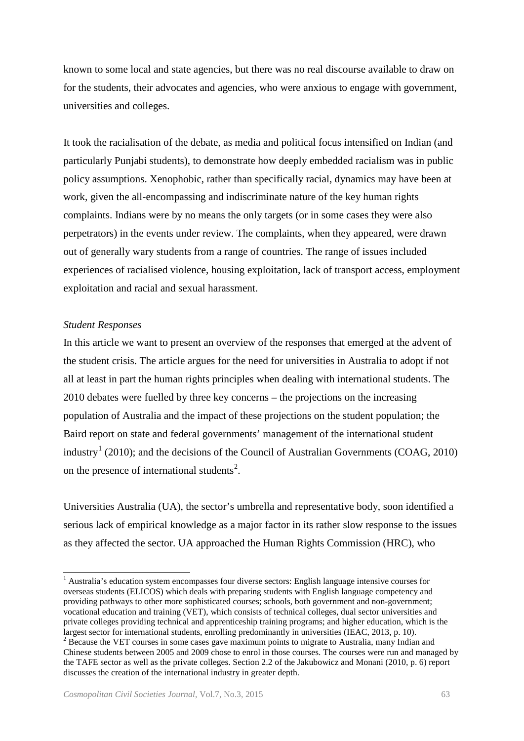known to some local and state agencies, but there was no real discourse available to draw on for the students, their advocates and agencies, who were anxious to engage with government, universities and colleges.

It took the racialisation of the debate, as media and political focus intensified on Indian (and particularly Punjabi students), to demonstrate how deeply embedded racialism was in public policy assumptions. Xenophobic, rather than specifically racial, dynamics may have been at work, given the all-encompassing and indiscriminate nature of the key human rights complaints. Indians were by no means the only targets (or in some cases they were also perpetrators) in the events under review. The complaints, when they appeared, were drawn out of generally wary students from a range of countries. The range of issues included experiences of racialised violence, housing exploitation, lack of transport access, employment exploitation and racial and sexual harassment.

*Student Responses*

In this article we want to present an overview of the responses that emerged at the advent of the student crisis. The article argues for the need for universities in Australia to adopt if not all at least in part the human rights principles when dealing with international students. The 2010 debates were fuelled by three key concerns – the projections on the increasing population of Australia and the impact of these projections on the student population; the Baird report on state and federal governments' management of the international student industry[1] (2010); and the decisions of the Council of Australian Governments (COAG, 2010) on the presence of international students[2].

Universities Australia (UA), the sector's umbrella and representative body, soon identified a serious lack of empirical knowledge as a major factor in its rather slow response to the issues as they affected the sector. UA approached the Human Rights Commission (HRC), who

[1] Australia's education system encompasses four diverse sectors: English language intensive courses for overseas students (ELICOS) which deals with preparing students with English language competency and providing pathways to other more sophisticated courses; schools, both government and non-government; vocational education and training (VET), which consists of technical colleges, dual sector universities and private colleges providing technical and apprenticeship training programs; and higher education, which is the largest sector for international students, enrolling predominantly in universities (IEAC, 2013, p. 10).

[2] Because the VET courses in some cases gave maximum points to migrate to Australia, many Indian and Chinese students between 2005 and 2009 chose to enrol in those courses. The courses were run and managed by the TAFE sector as well as the private colleges. Section 2.2 of the Jakubowicz and Monani (2010, p. 6) report discusses the creation of the international industry in greater depth.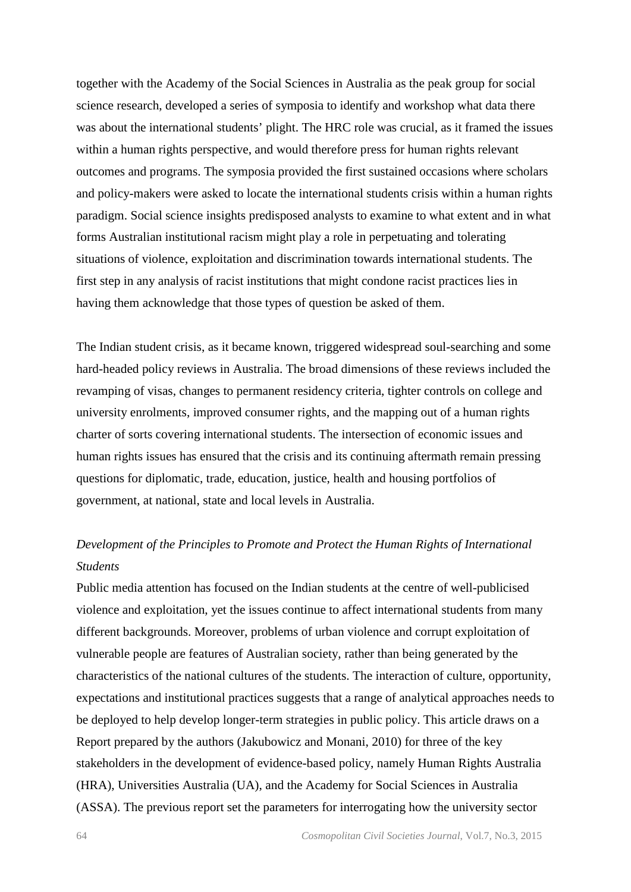together with the Academy of the Social Sciences in Australia as the peak group for social science research, developed a series of symposia to identify and workshop what data there was about the international students' plight. The HRC role was crucial, as it framed the issues within a human rights perspective, and would therefore press for human rights relevant outcomes and programs. The symposia provided the first sustained occasions where scholars and policy-makers were asked to locate the international students crisis within a human rights paradigm. Social science insights predisposed analysts to examine to what extent and in what forms Australian institutional racism might play a role in perpetuating and tolerating situations of violence, exploitation and discrimination towards international students. The first step in any analysis of racist institutions that might condone racist practices lies in having them acknowledge that those types of question be asked of them.

The Indian student crisis, as it became known, triggered widespread soul-searching and some hard-headed policy reviews in Australia. The broad dimensions of these reviews included the revamping of visas, changes to permanent residency criteria, tighter controls on college and university enrolments, improved consumer rights, and the mapping out of a human rights charter of sorts covering international students. The intersection of economic issues and human rights issues has ensured that the crisis and its continuing aftermath remain pressing questions for diplomatic, trade, education, justice, health and housing portfolios of government, at national, state and local levels in Australia.

*Development of the Principles to Promote and Protect the Human Rights of International Students*

Public media attention has focused on the Indian students at the centre of well-publicised violence and exploitation, yet the issues continue to affect international students from many different backgrounds. Moreover, problems of urban violence and corrupt exploitation of vulnerable people are features of Australian society, rather than being generated by the characteristics of the national cultures of the students. The interaction of culture, opportunity, expectations and institutional practices suggests that a range of analytical approaches needs to be deployed to help develop longer-term strategies in public policy. This article draws on a Report prepared by the authors (Jakubowicz and Monani, 2010) for three of the key stakeholders in the development of evidence-based policy, namely Human Rights Australia (HRA), Universities Australia (UA), and the Academy for Social Sciences in Australia (ASSA). The previous report set the parameters for interrogating how the university sector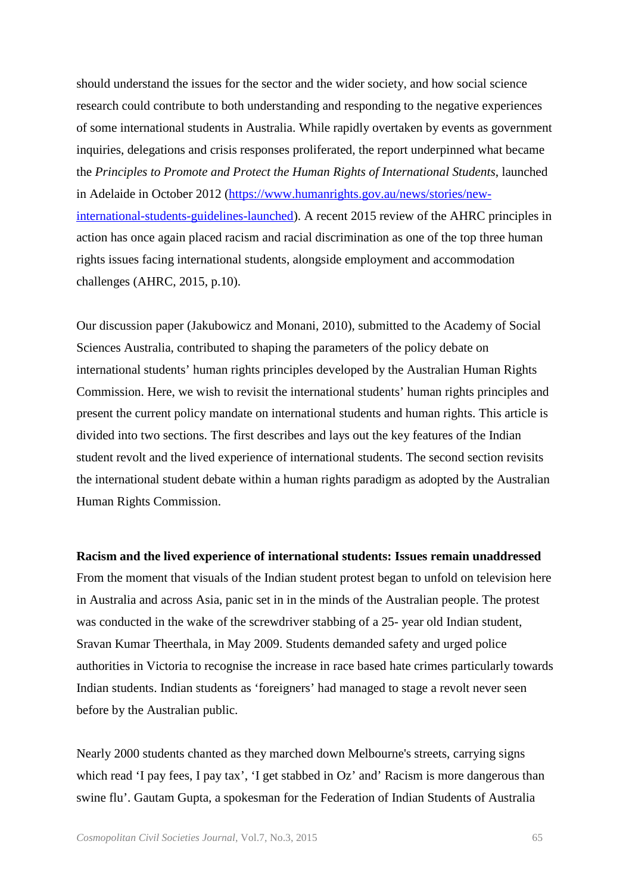should understand the issues for the sector and the wider society, and how social science research could contribute to both understanding and responding to the negative experiences of some international students in Australia. While rapidly overtaken by events as government inquiries, delegations and crisis responses proliferated, the report underpinned what became the *Principles to Promote and Protect the Human Rights of International Students*, launched in Adelaide in October 2012 ([https://www.humanrights.gov.au/news/stories/new-international-students-guidelines-launched](https://www.humanrights.gov.au/news/stories/new-international-students-guidelines-launched)). A recent 2015 review of the AHRC principles in action has once again placed racism and racial discrimination as one of the top three human rights issues facing international students, alongside employment and accommodation challenges (AHRC, 2015, p.10).

Our discussion paper (Jakubowicz and Monani, 2010), submitted to the Academy of Social Sciences Australia, contributed to shaping the parameters of the policy debate on international students' human rights principles developed by the Australian Human Rights Commission. Here, we wish to revisit the international students' human rights principles and present the current policy mandate on international students and human rights. This article is divided into two sections. The first describes and lays out the key features of the Indian student revolt and the lived experience of international students. The second section revisits the international student debate within a human rights paradigm as adopted by the Australian Human Rights Commission.

**Racism and the lived experience of international students: Issues remain unaddressed**

From the moment that visuals of the Indian student protest began to unfold on television here in Australia and across Asia, panic set in in the minds of the Australian people. The protest was conducted in the wake of the screwdriver stabbing of a 25- year old Indian student, Sravan Kumar Theerthala, in May 2009. Students demanded safety and urged police authorities in Victoria to recognise the increase in race based hate crimes particularly towards Indian students. Indian students as 'foreigners' had managed to stage a revolt never seen before by the Australian public.

Nearly 2000 students chanted as they marched down Melbourne's streets, carrying signs which read 'I pay fees, I pay tax', 'I get stabbed in Oz' and' Racism is more dangerous than swine flu'. Gautam Gupta, a spokesman for the Federation of Indian Students of Australia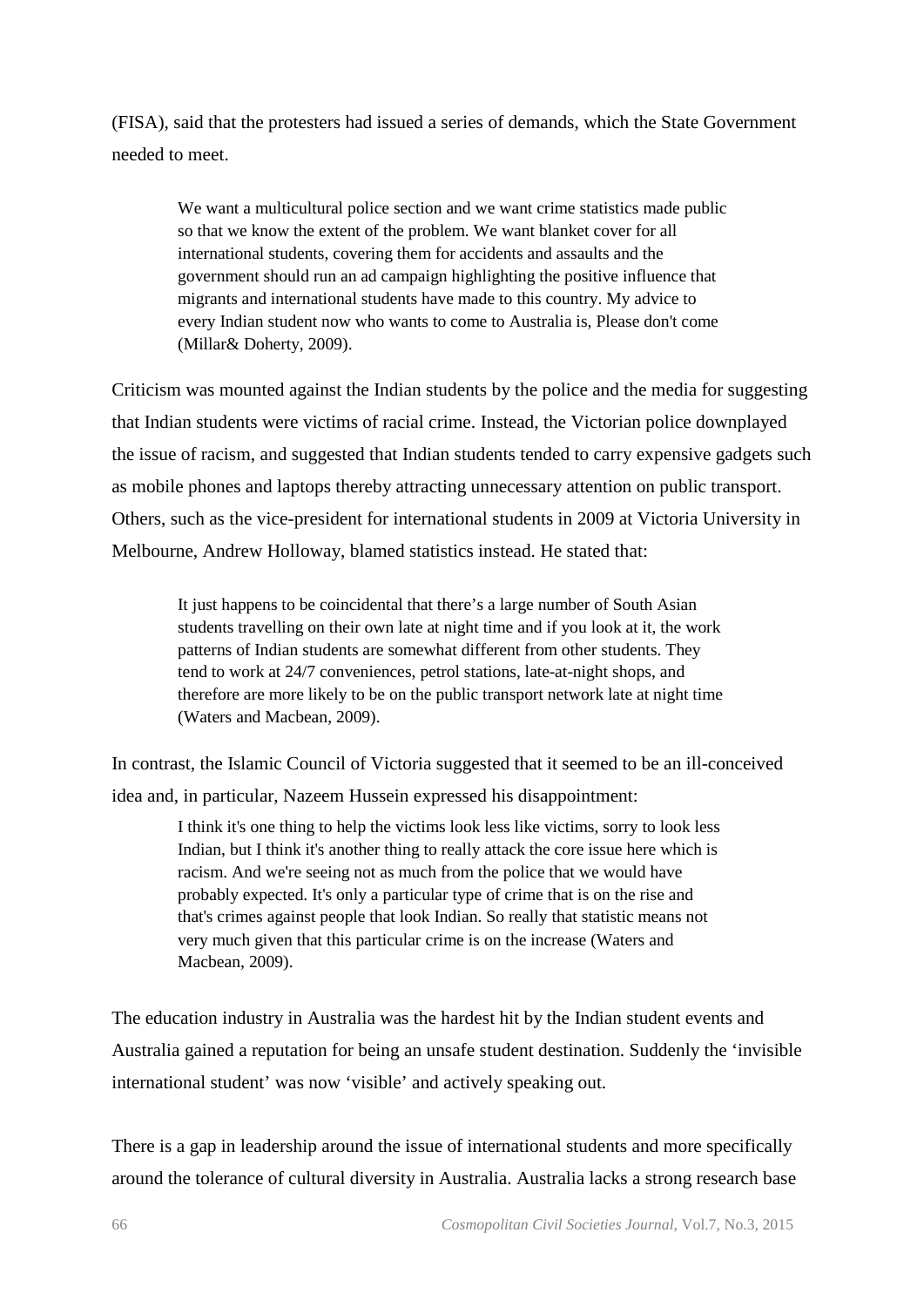(FISA), said that the protesters had issued a series of demands, which the State Government needed to meet.

> We want a multicultural police section and we want crime statistics made public so that we know the extent of the problem. We want blanket cover for all international students, covering them for accidents and assaults and the government should run an ad campaign highlighting the positive influence that migrants and international students have made to this country. My advice to every Indian student now who wants to come to Australia is, Please don't come (Millar& Doherty, 2009).

Criticism was mounted against the Indian students by the police and the media for suggesting that Indian students were victims of racial crime. Instead, the Victorian police downplayed the issue of racism, and suggested that Indian students tended to carry expensive gadgets such as mobile phones and laptops thereby attracting unnecessary attention on public transport. Others, such as the vice-president for international students in 2009 at Victoria University in Melbourne, Andrew Holloway, blamed statistics instead. He stated that:

> It just happens to be coincidental that there's a large number of South Asian students travelling on their own late at night time and if you look at it, the work patterns of Indian students are somewhat different from other students. They tend to work at 24/7 conveniences, petrol stations, late-at-night shops, and therefore are more likely to be on the public transport network late at night time (Waters and Macbean, 2009).

In contrast, the Islamic Council of Victoria suggested that it seemed to be an ill-conceived idea and, in particular, Nazeem Hussein expressed his disappointment:

> I think it's one thing to help the victims look less like victims, sorry to look less Indian, but I think it's another thing to really attack the core issue here which is racism. And we're seeing not as much from the police that we would have probably expected. It's only a particular type of crime that is on the rise and that's crimes against people that look Indian. So really that statistic means not very much given that this particular crime is on the increase (Waters and Macbean, 2009).

The education industry in Australia was the hardest hit by the Indian student events and Australia gained a reputation for being an unsafe student destination. Suddenly the 'invisible international student' was now 'visible' and actively speaking out.

There is a gap in leadership around the issue of international students and more specifically around the tolerance of cultural diversity in Australia. Australia lacks a strong research base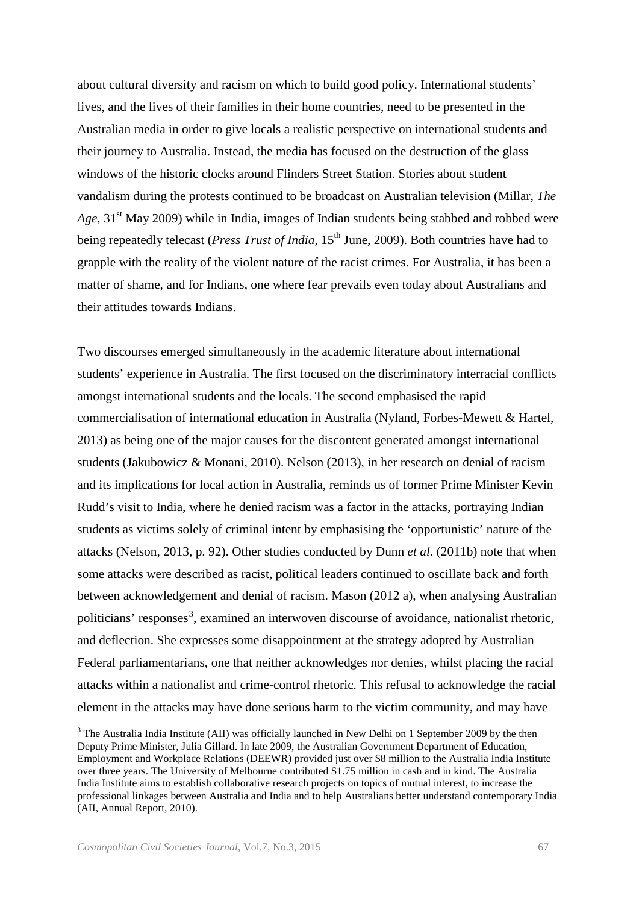about cultural diversity and racism on which to build good policy. International students' lives, and the lives of their families in their home countries, need to be presented in the Australian media in order to give locals a realistic perspective on international students and their journey to Australia. Instead, the media has focused on the destruction of the glass windows of the historic clocks around Flinders Street Station. Stories about student vandalism during the protests continued to be broadcast on Australian television (Millar, *The Age*, 31st May 2009) while in India, images of Indian students being stabbed and robbed were being repeatedly telecast (*Press Trust of India*, 15th June, 2009). Both countries have had to grapple with the reality of the violent nature of the racist crimes. For Australia, it has been a matter of shame, and for Indians, one where fear prevails even today about Australians and their attitudes towards Indians.

Two discourses emerged simultaneously in the academic literature about international students' experience in Australia. The first focused on the discriminatory interracial conflicts amongst international students and the locals. The second emphasised the rapid commercialisation of international education in Australia (Nyland, Forbes-Mewett & Hartel, 2013) as being one of the major causes for the discontent generated amongst international students (Jakubowicz & Monani, 2010). Nelson (2013), in her research on denial of racism and its implications for local action in Australia, reminds us of former Prime Minister Kevin Rudd's visit to India, where he denied racism was a factor in the attacks, portraying Indian students as victims solely of criminal intent by emphasising the 'opportunistic' nature of the attacks (Nelson, 2013, p. 92). Other studies conducted by Dunn *et al*. (2011b) note that when some attacks were described as racist, political leaders continued to oscillate back and forth between acknowledgement and denial of racism. Mason (2012 a), when analysing Australian politicians' responses[3], examined an interwoven discourse of avoidance, nationalist rhetoric, and deflection. She expresses some disappointment at the strategy adopted by Australian Federal parliamentarians, one that neither acknowledges nor denies, whilst placing the racial attacks within a nationalist and crime-control rhetoric. This refusal to acknowledge the racial element in the attacks may have done serious harm to the victim community, and may have

[3] The Australia India Institute (AII) was officially launched in New Delhi on 1 September 2009 by the then Deputy Prime Minister, Julia Gillard. In late 2009, the Australian Government Department of Education, Employment and Workplace Relations (DEEWR) provided just over $8 million to the Australia India Institute over three years. The University of Melbourne contributed $1.75 million in cash and in kind. The Australia India Institute aims to establish collaborative research projects on topics of mutual interest, to increase the professional linkages between Australia and India and to help Australians better understand contemporary India (AII, Annual Report, 2010).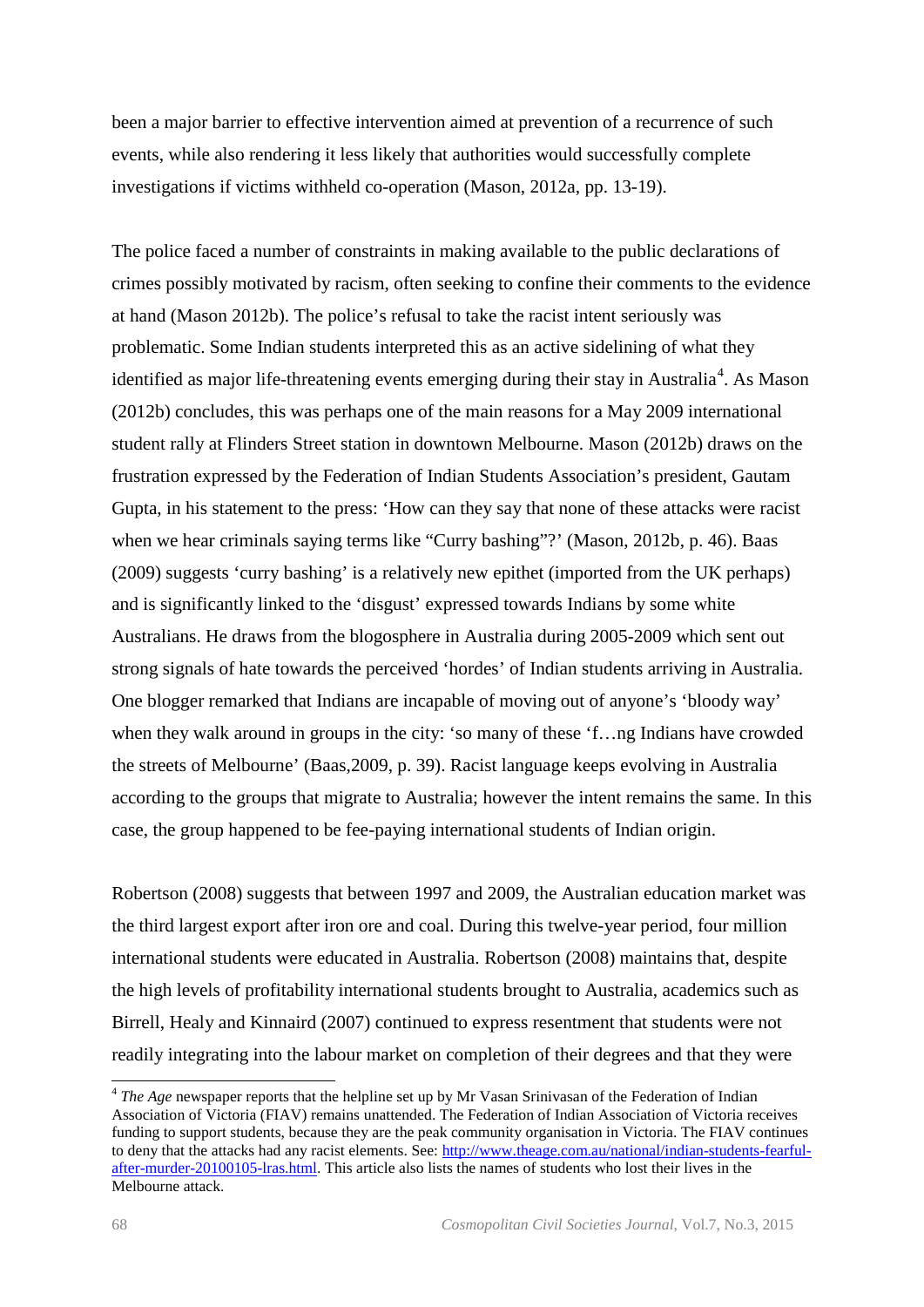been a major barrier to effective intervention aimed at prevention of a recurrence of such events, while also rendering it less likely that authorities would successfully complete investigations if victims withheld co-operation (Mason, 2012a, pp. 13-19).

The police faced a number of constraints in making available to the public declarations of crimes possibly motivated by racism, often seeking to confine their comments to the evidence at hand (Mason 2012b). The police's refusal to take the racist intent seriously was problematic. Some Indian students interpreted this as an active sidelining of what they identified as major life-threatening events emerging during their stay in Australia[4]. As Mason (2012b) concludes, this was perhaps one of the main reasons for a May 2009 international student rally at Flinders Street station in downtown Melbourne. Mason (2012b) draws on the frustration expressed by the Federation of Indian Students Association's president, Gautam Gupta, in his statement to the press: 'How can they say that none of these attacks were racist when we hear criminals saying terms like "Curry bashing"?' (Mason, 2012b, p. 46). Baas (2009) suggests 'curry bashing' is a relatively new epithet (imported from the UK perhaps) and is significantly linked to the 'disgust' expressed towards Indians by some white Australians. He draws from the blogosphere in Australia during 2005-2009 which sent out strong signals of hate towards the perceived 'hordes' of Indian students arriving in Australia. One blogger remarked that Indians are incapable of moving out of anyone's 'bloody way' when they walk around in groups in the city: 'so many of these 'f…ng Indians have crowded the streets of Melbourne' (Baas,2009, p. 39). Racist language keeps evolving in Australia according to the groups that migrate to Australia; however the intent remains the same. In this case, the group happened to be fee-paying international students of Indian origin.

Robertson (2008) suggests that between 1997 and 2009, the Australian education market was the third largest export after iron ore and coal. During this twelve-year period, four million international students were educated in Australia. Robertson (2008) maintains that, despite the high levels of profitability international students brought to Australia, academics such as Birrell, Healy and Kinnaird (2007) continued to express resentment that students were not readily integrating into the labour market on completion of their degrees and that they were

---

[4] *The Age* newspaper reports that the helpline set up by Mr Vasan Srinivasan of the Federation of Indian Association of Victoria (FIAV) remains unattended. The Federation of Indian Association of Victoria receives funding to support students, because they are the peak community organisation in Victoria. The FIAV continues to deny that the attacks had any racist elements. See: [http://www.theage.com.au/national/indian-students-fearful-after-murder-20100105-lras.html](http://www.theage.com.au/national/indian-students-fearful-after-murder-20100105-lras.html). This article also lists the names of students who lost their lives in the Melbourne attack.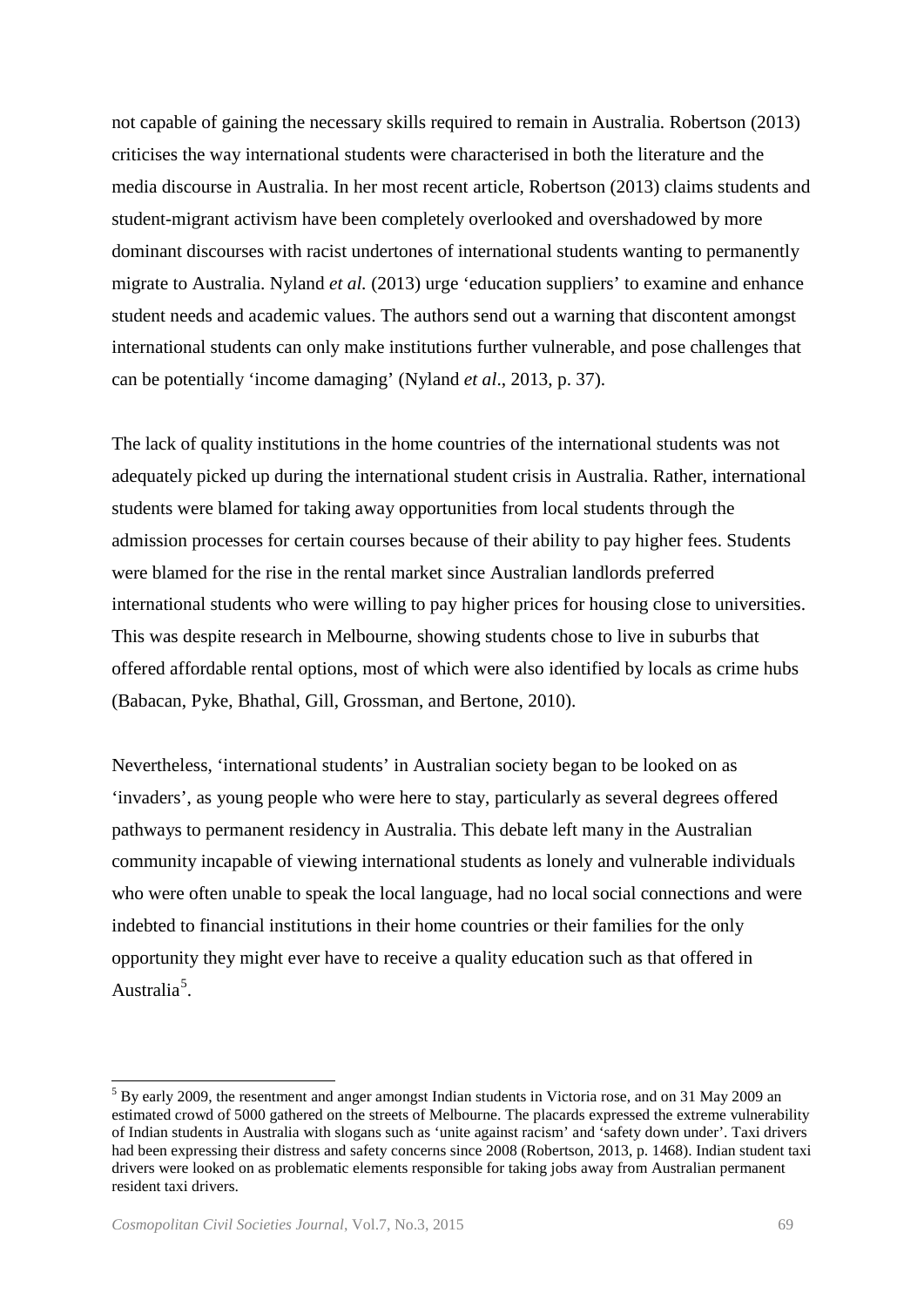not capable of gaining the necessary skills required to remain in Australia. Robertson (2013) criticises the way international students were characterised in both the literature and the media discourse in Australia. In her most recent article, Robertson (2013) claims students and student-migrant activism have been completely overlooked and overshadowed by more dominant discourses with racist undertones of international students wanting to permanently migrate to Australia. Nyland *et al.* (2013) urge 'education suppliers' to examine and enhance student needs and academic values. The authors send out a warning that discontent amongst international students can only make institutions further vulnerable, and pose challenges that can be potentially 'income damaging' (Nyland *et al*., 2013, p. 37).

The lack of quality institutions in the home countries of the international students was not adequately picked up during the international student crisis in Australia. Rather, international students were blamed for taking away opportunities from local students through the admission processes for certain courses because of their ability to pay higher fees. Students were blamed for the rise in the rental market since Australian landlords preferred international students who were willing to pay higher prices for housing close to universities. This was despite research in Melbourne, showing students chose to live in suburbs that offered affordable rental options, most of which were also identified by locals as crime hubs (Babacan, Pyke, Bhathal, Gill, Grossman, and Bertone, 2010).

Nevertheless, 'international students' in Australian society began to be looked on as 'invaders', as young people who were here to stay, particularly as several degrees offered pathways to permanent residency in Australia. This debate left many in the Australian community incapable of viewing international students as lonely and vulnerable individuals who were often unable to speak the local language, had no local social connections and were indebted to financial institutions in their home countries or their families for the only opportunity they might ever have to receive a quality education such as that offered in Australia[5].

---

[5] By early 2009, the resentment and anger amongst Indian students in Victoria rose, and on 31 May 2009 an estimated crowd of 5000 gathered on the streets of Melbourne. The placards expressed the extreme vulnerability of Indian students in Australia with slogans such as 'unite against racism' and 'safety down under'. Taxi drivers had been expressing their distress and safety concerns since 2008 (Robertson, 2013, p. 1468). Indian student taxi drivers were looked on as problematic elements responsible for taking jobs away from Australian permanent resident taxi drivers.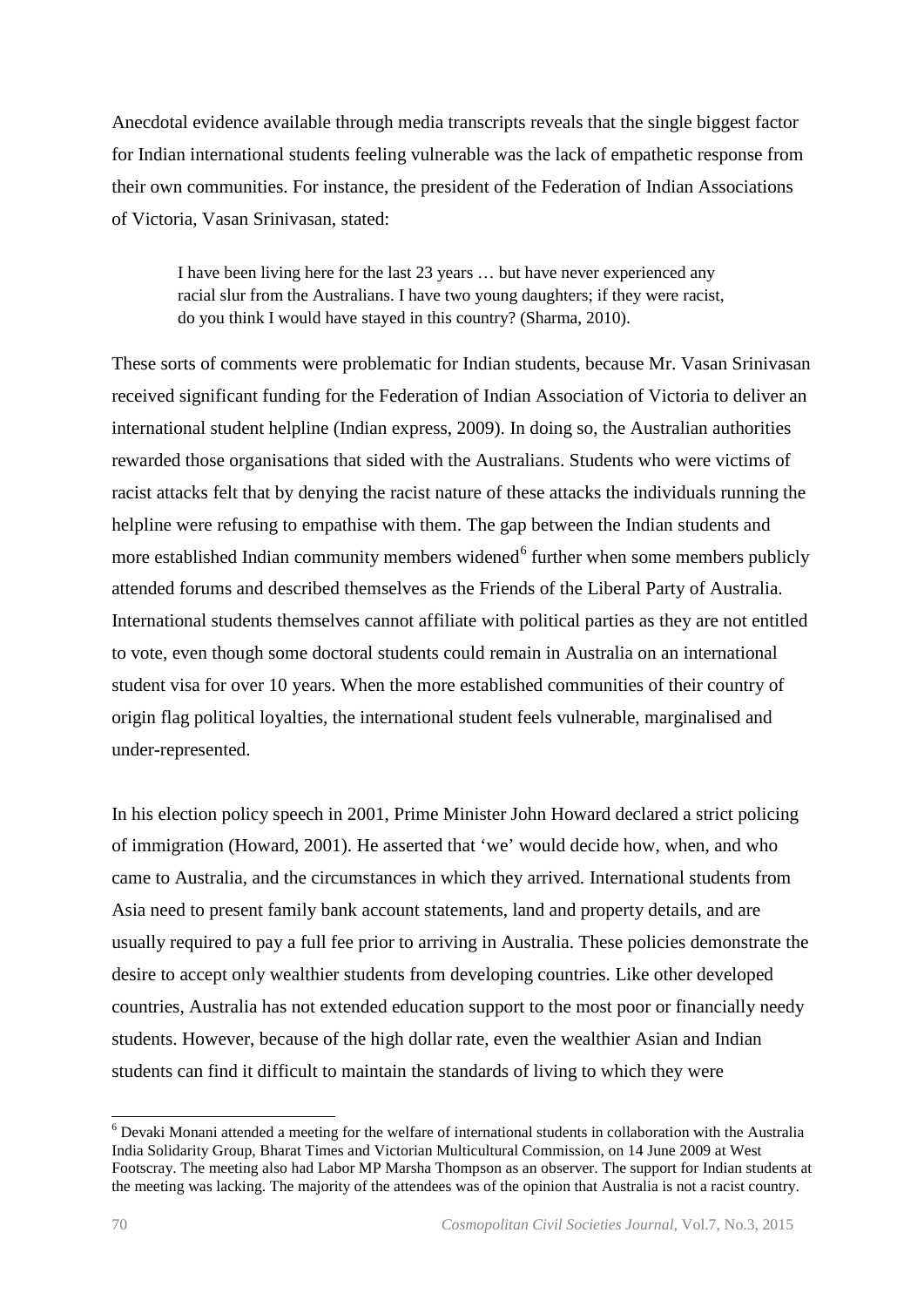Anecdotal evidence available through media transcripts reveals that the single biggest factor for Indian international students feeling vulnerable was the lack of empathetic response from their own communities. For instance, the president of the Federation of Indian Associations of Victoria, Vasan Srinivasan, stated:

> I have been living here for the last 23 years … but have never experienced any racial slur from the Australians. I have two young daughters; if they were racist, do you think I would have stayed in this country? (Sharma, 2010).

These sorts of comments were problematic for Indian students, because Mr. Vasan Srinivasan received significant funding for the Federation of Indian Association of Victoria to deliver an international student helpline (Indian express, 2009). In doing so, the Australian authorities rewarded those organisations that sided with the Australians. Students who were victims of racist attacks felt that by denying the racist nature of these attacks the individuals running the helpline were refusing to empathise with them. The gap between the Indian students and more established Indian community members widened[6] further when some members publicly attended forums and described themselves as the Friends of the Liberal Party of Australia. International students themselves cannot affiliate with political parties as they are not entitled to vote, even though some doctoral students could remain in Australia on an international student visa for over 10 years. When the more established communities of their country of origin flag political loyalties, the international student feels vulnerable, marginalised and under-represented.

In his election policy speech in 2001, Prime Minister John Howard declared a strict policing of immigration (Howard, 2001). He asserted that 'we' would decide how, when, and who came to Australia, and the circumstances in which they arrived. International students from Asia need to present family bank account statements, land and property details, and are usually required to pay a full fee prior to arriving in Australia. These policies demonstrate the desire to accept only wealthier students from developing countries. Like other developed countries, Australia has not extended education support to the most poor or financially needy students. However, because of the high dollar rate, even the wealthier Asian and Indian students can find it difficult to maintain the standards of living to which they were

[6] Devaki Monani attended a meeting for the welfare of international students in collaboration with the Australia India Solidarity Group, Bharat Times and Victorian Multicultural Commission, on 14 June 2009 at West Footscray. The meeting also had Labor MP Marsha Thompson as an observer. The support for Indian students at the meeting was lacking. The majority of the attendees was of the opinion that Australia is not a racist country.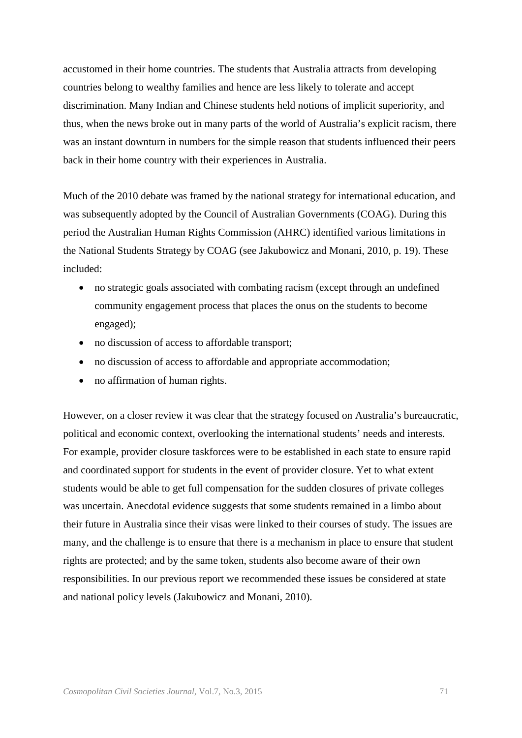accustomed in their home countries. The students that Australia attracts from developing countries belong to wealthy families and hence are less likely to tolerate and accept discrimination. Many Indian and Chinese students held notions of implicit superiority, and thus, when the news broke out in many parts of the world of Australia's explicit racism, there was an instant downturn in numbers for the simple reason that students influenced their peers back in their home country with their experiences in Australia.

Much of the 2010 debate was framed by the national strategy for international education, and was subsequently adopted by the Council of Australian Governments (COAG). During this period the Australian Human Rights Commission (AHRC) identified various limitations in the National Students Strategy by COAG (see Jakubowicz and Monani, 2010, p. 19). These included:

- no strategic goals associated with combating racism (except through an undefined community engagement process that places the onus on the students to become engaged);
- no discussion of access to affordable transport;
- no discussion of access to affordable and appropriate accommodation;
- no affirmation of human rights.

However, on a closer review it was clear that the strategy focused on Australia's bureaucratic, political and economic context, overlooking the international students' needs and interests. For example, provider closure taskforces were to be established in each state to ensure rapid and coordinated support for students in the event of provider closure. Yet to what extent students would be able to get full compensation for the sudden closures of private colleges was uncertain. Anecdotal evidence suggests that some students remained in a limbo about their future in Australia since their visas were linked to their courses of study. The issues are many, and the challenge is to ensure that there is a mechanism in place to ensure that student rights are protected; and by the same token, students also become aware of their own responsibilities. In our previous report we recommended these issues be considered at state and national policy levels (Jakubowicz and Monani, 2010).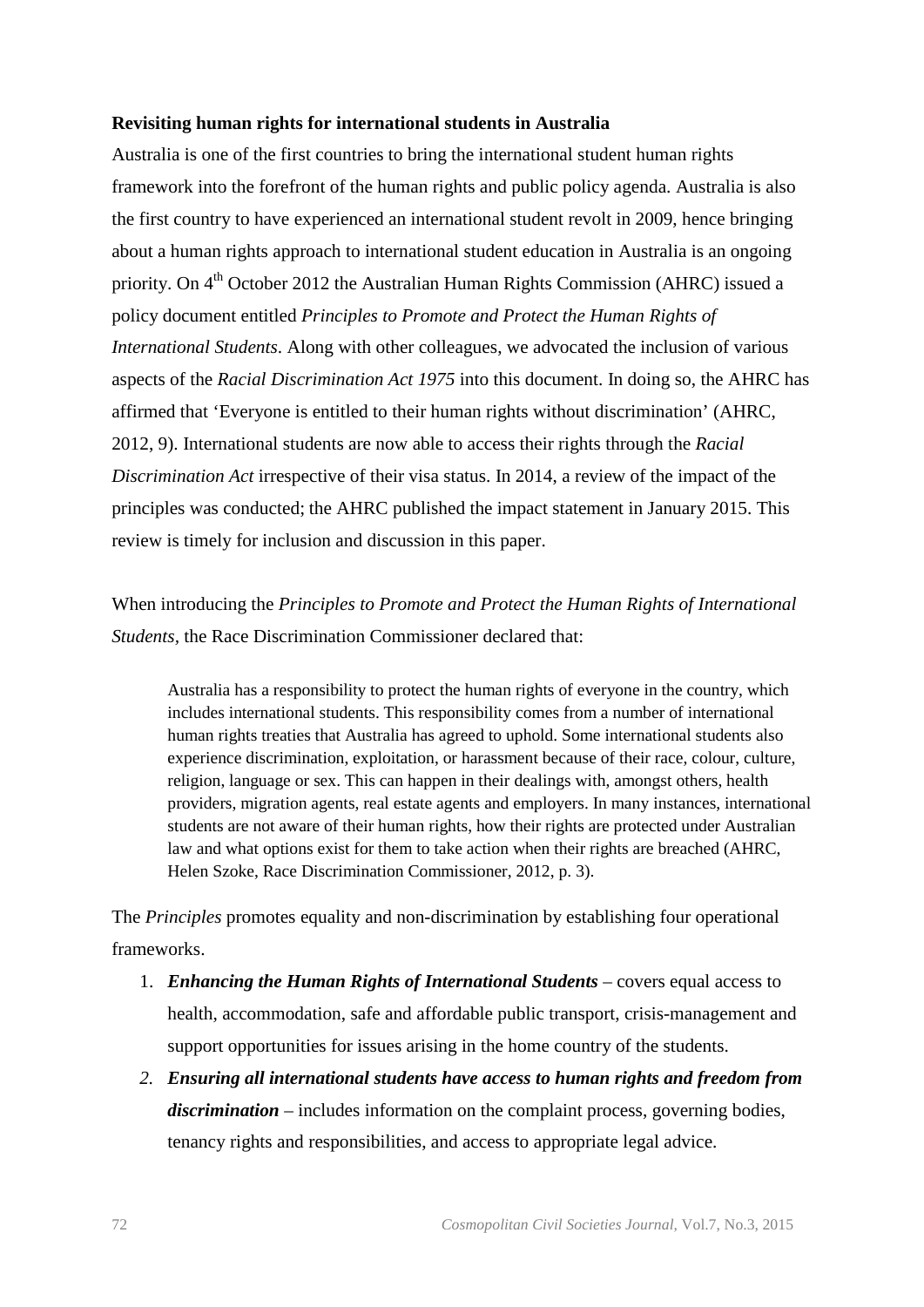**Revisiting human rights for international students in Australia**

Australia is one of the first countries to bring the international student human rights framework into the forefront of the human rights and public policy agenda. Australia is also the first country to have experienced an international student revolt in 2009, hence bringing about a human rights approach to international student education in Australia is an ongoing priority. On 4th October 2012 the Australian Human Rights Commission (AHRC) issued a policy document entitled *Principles to Promote and Protect the Human Rights of International Students*. Along with other colleagues, we advocated the inclusion of various aspects of the *Racial Discrimination Act 1975* into this document. In doing so, the AHRC has affirmed that 'Everyone is entitled to their human rights without discrimination' (AHRC, 2012, 9). International students are now able to access their rights through the *Racial Discrimination Act* irrespective of their visa status. In 2014, a review of the impact of the principles was conducted; the AHRC published the impact statement in January 2015. This review is timely for inclusion and discussion in this paper.

When introducing the *Principles to Promote and Protect the Human Rights of International Students*, the Race Discrimination Commissioner declared that:

> Australia has a responsibility to protect the human rights of everyone in the country, which includes international students. This responsibility comes from a number of international human rights treaties that Australia has agreed to uphold. Some international students also experience discrimination, exploitation, or harassment because of their race, colour, culture, religion, language or sex. This can happen in their dealings with, amongst others, health providers, migration agents, real estate agents and employers. In many instances, international students are not aware of their human rights, how their rights are protected under Australian law and what options exist for them to take action when their rights are breached (AHRC, Helen Szoke, Race Discrimination Commissioner, 2012, p. 3).

The *Principles* promotes equality and non-discrimination by establishing four operational frameworks.

1. ***Enhancing the Human Rights of International Students*** – covers equal access to health, accommodation, safe and affordable public transport, crisis-management and support opportunities for issues arising in the home country of the students.
2. ***Ensuring all international students have access to human rights and freedom from discrimination*** – includes information on the complaint process, governing bodies, tenancy rights and responsibilities, and access to appropriate legal advice.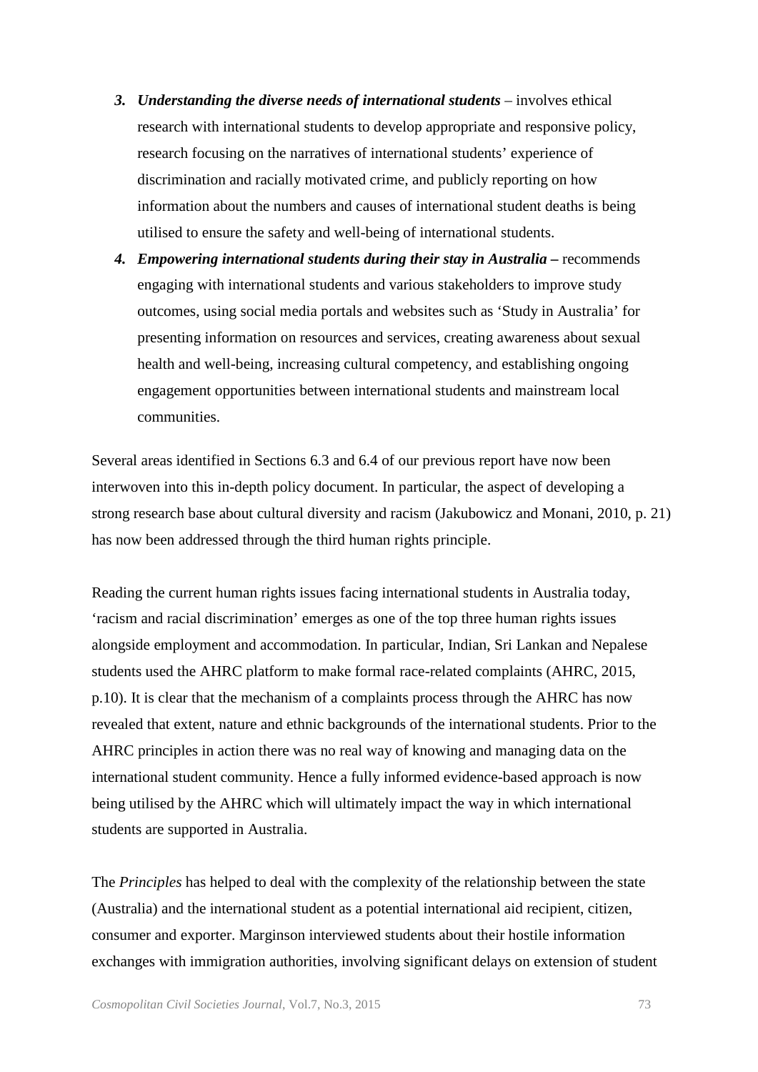3. ***Understanding the diverse needs of international students*** – involves ethical research with international students to develop appropriate and responsive policy, research focusing on the narratives of international students' experience of discrimination and racially motivated crime, and publicly reporting on how information about the numbers and causes of international student deaths is being utilised to ensure the safety and well-being of international students.
4. ***Empowering international students during their stay in Australia*** **–** recommends engaging with international students and various stakeholders to improve study outcomes, using social media portals and websites such as 'Study in Australia' for presenting information on resources and services, creating awareness about sexual health and well-being, increasing cultural competency, and establishing ongoing engagement opportunities between international students and mainstream local communities.

Several areas identified in Sections 6.3 and 6.4 of our previous report have now been interwoven into this in-depth policy document. In particular, the aspect of developing a strong research base about cultural diversity and racism (Jakubowicz and Monani, 2010, p. 21) has now been addressed through the third human rights principle.

Reading the current human rights issues facing international students in Australia today, 'racism and racial discrimination' emerges as one of the top three human rights issues alongside employment and accommodation. In particular, Indian, Sri Lankan and Nepalese students used the AHRC platform to make formal race-related complaints (AHRC, 2015, p.10). It is clear that the mechanism of a complaints process through the AHRC has now revealed that extent, nature and ethnic backgrounds of the international students. Prior to the AHRC principles in action there was no real way of knowing and managing data on the international student community. Hence a fully informed evidence-based approach is now being utilised by the AHRC which will ultimately impact the way in which international students are supported in Australia.

The *Principles* has helped to deal with the complexity of the relationship between the state (Australia) and the international student as a potential international aid recipient, citizen, consumer and exporter. Marginson interviewed students about their hostile information exchanges with immigration authorities, involving significant delays on extension of student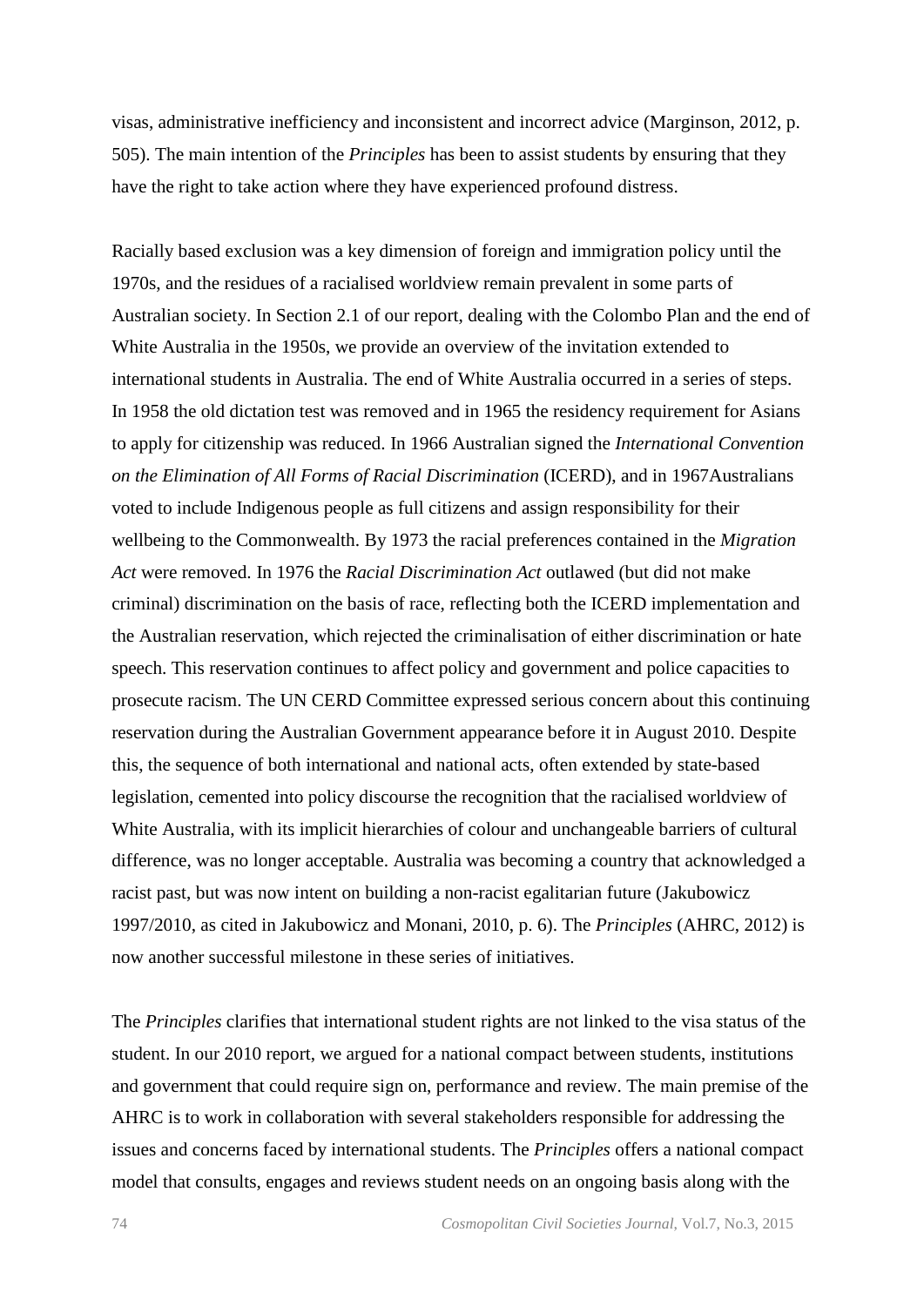visas, administrative inefficiency and inconsistent and incorrect advice (Marginson, 2012, p. 505). The main intention of the *Principles* has been to assist students by ensuring that they have the right to take action where they have experienced profound distress.

Racially based exclusion was a key dimension of foreign and immigration policy until the 1970s, and the residues of a racialised worldview remain prevalent in some parts of Australian society. In Section 2.1 of our report, dealing with the Colombo Plan and the end of White Australia in the 1950s, we provide an overview of the invitation extended to international students in Australia. The end of White Australia occurred in a series of steps. In 1958 the old dictation test was removed and in 1965 the residency requirement for Asians to apply for citizenship was reduced. In 1966 Australian signed the *International Convention on the Elimination of All Forms of Racial Discrimination* (ICERD), and in 1967Australians voted to include Indigenous people as full citizens and assign responsibility for their wellbeing to the Commonwealth. By 1973 the racial preferences contained in the *Migration Act* were removed. In 1976 the *Racial Discrimination Act* outlawed (but did not make criminal) discrimination on the basis of race, reflecting both the ICERD implementation and the Australian reservation, which rejected the criminalisation of either discrimination or hate speech. This reservation continues to affect policy and government and police capacities to prosecute racism. The UN CERD Committee expressed serious concern about this continuing reservation during the Australian Government appearance before it in August 2010. Despite this, the sequence of both international and national acts, often extended by state-based legislation, cemented into policy discourse the recognition that the racialised worldview of White Australia, with its implicit hierarchies of colour and unchangeable barriers of cultural difference, was no longer acceptable. Australia was becoming a country that acknowledged a racist past, but was now intent on building a non-racist egalitarian future (Jakubowicz 1997/2010, as cited in Jakubowicz and Monani, 2010, p. 6). The *Principles* (AHRC, 2012) is now another successful milestone in these series of initiatives.

The *Principles* clarifies that international student rights are not linked to the visa status of the student. In our 2010 report, we argued for a national compact between students, institutions and government that could require sign on, performance and review. The main premise of the AHRC is to work in collaboration with several stakeholders responsible for addressing the issues and concerns faced by international students. The *Principles* offers a national compact model that consults, engages and reviews student needs on an ongoing basis along with the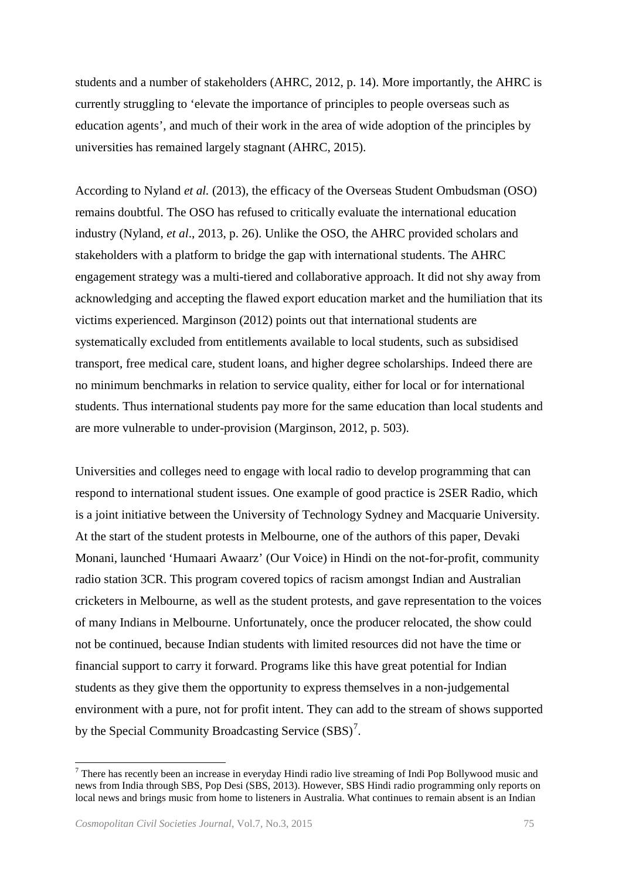students and a number of stakeholders (AHRC, 2012, p. 14). More importantly, the AHRC is currently struggling to 'elevate the importance of principles to people overseas such as education agents', and much of their work in the area of wide adoption of the principles by universities has remained largely stagnant (AHRC, 2015).

According to Nyland *et al.* (2013), the efficacy of the Overseas Student Ombudsman (OSO) remains doubtful. The OSO has refused to critically evaluate the international education industry (Nyland, *et al*., 2013, p. 26). Unlike the OSO, the AHRC provided scholars and stakeholders with a platform to bridge the gap with international students. The AHRC engagement strategy was a multi-tiered and collaborative approach. It did not shy away from acknowledging and accepting the flawed export education market and the humiliation that its victims experienced. Marginson (2012) points out that international students are systematically excluded from entitlements available to local students, such as subsidised transport, free medical care, student loans, and higher degree scholarships. Indeed there are no minimum benchmarks in relation to service quality, either for local or for international students. Thus international students pay more for the same education than local students and are more vulnerable to under-provision (Marginson, 2012, p. 503).

Universities and colleges need to engage with local radio to develop programming that can respond to international student issues. One example of good practice is 2SER Radio, which is a joint initiative between the University of Technology Sydney and Macquarie University. At the start of the student protests in Melbourne, one of the authors of this paper, Devaki Monani, launched 'Humaari Awaarz' (Our Voice) in Hindi on the not-for-profit, community radio station 3CR. This program covered topics of racism amongst Indian and Australian cricketers in Melbourne, as well as the student protests, and gave representation to the voices of many Indians in Melbourne. Unfortunately, once the producer relocated, the show could not be continued, because Indian students with limited resources did not have the time or financial support to carry it forward. Programs like this have great potential for Indian students as they give them the opportunity to express themselves in a non-judgemental environment with a pure, not for profit intent. They can add to the stream of shows supported by the Special Community Broadcasting Service (SBS)[7].

---

[7] There has recently been an increase in everyday Hindi radio live streaming of Indi Pop Bollywood music and news from India through SBS, Pop Desi (SBS, 2013). However, SBS Hindi radio programming only reports on local news and brings music from home to listeners in Australia. What continues to remain absent is an Indian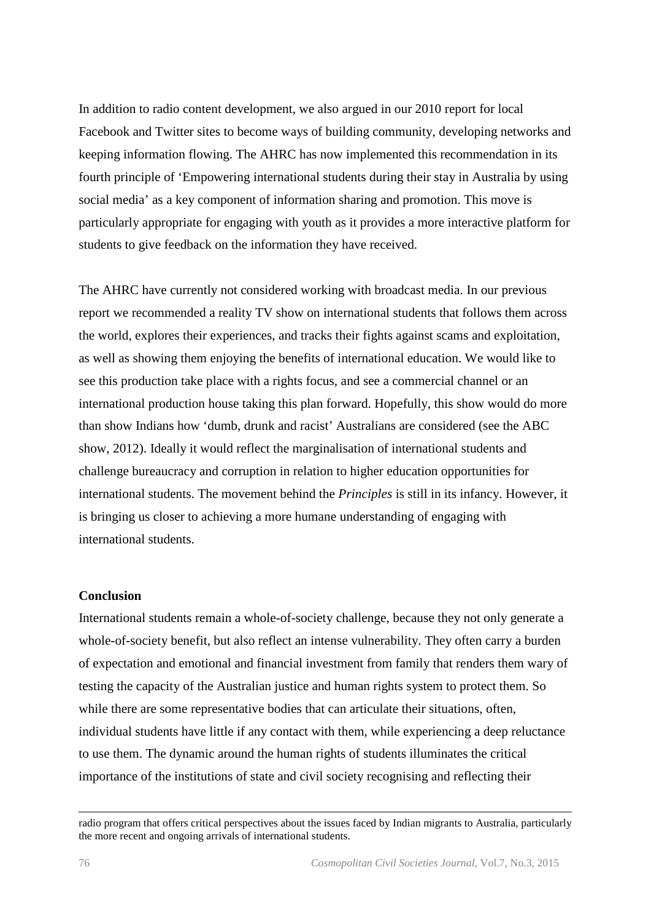In addition to radio content development, we also argued in our 2010 report for local Facebook and Twitter sites to become ways of building community, developing networks and keeping information flowing. The AHRC has now implemented this recommendation in its fourth principle of 'Empowering international students during their stay in Australia by using social media' as a key component of information sharing and promotion. This move is particularly appropriate for engaging with youth as it provides a more interactive platform for students to give feedback on the information they have received.

The AHRC have currently not considered working with broadcast media. In our previous report we recommended a reality TV show on international students that follows them across the world, explores their experiences, and tracks their fights against scams and exploitation, as well as showing them enjoying the benefits of international education. We would like to see this production take place with a rights focus, and see a commercial channel or an international production house taking this plan forward. Hopefully, this show would do more than show Indians how 'dumb, drunk and racist' Australians are considered (see the ABC show, 2012). Ideally it would reflect the marginalisation of international students and challenge bureaucracy and corruption in relation to higher education opportunities for international students. The movement behind the *Principles* is still in its infancy. However, it is bringing us closer to achieving a more humane understanding of engaging with international students.

**Conclusion**

International students remain a whole-of-society challenge, because they not only generate a whole-of-society benefit, but also reflect an intense vulnerability. They often carry a burden of expectation and emotional and financial investment from family that renders them wary of testing the capacity of the Australian justice and human rights system to protect them. So while there are some representative bodies that can articulate their situations, often, individual students have little if any contact with them, while experiencing a deep reluctance to use them. The dynamic around the human rights of students illuminates the critical importance of the institutions of state and civil society recognising and reflecting their

---

radio program that offers critical perspectives about the issues faced by Indian migrants to Australia, particularly the more recent and ongoing arrivals of international students.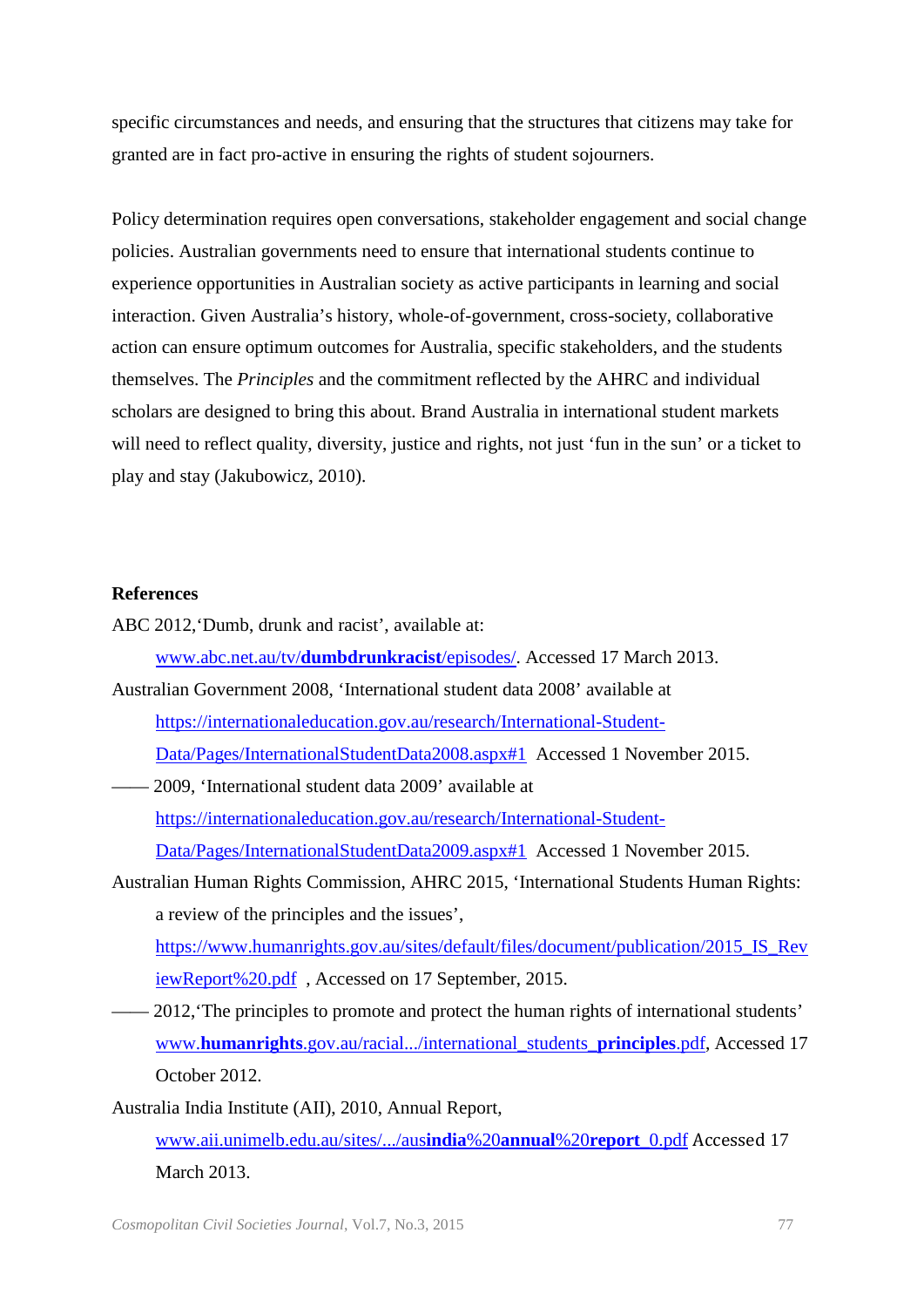specific circumstances and needs, and ensuring that the structures that citizens may take for granted are in fact pro-active in ensuring the rights of student sojourners.

Policy determination requires open conversations, stakeholder engagement and social change policies. Australian governments need to ensure that international students continue to experience opportunities in Australian society as active participants in learning and social interaction. Given Australia's history, whole-of-government, cross-society, collaborative action can ensure optimum outcomes for Australia, specific stakeholders, and the students themselves. The *Principles* and the commitment reflected by the AHRC and individual scholars are designed to bring this about. Brand Australia in international student markets will need to reflect quality, diversity, justice and rights, not just 'fun in the sun' or a ticket to play and stay (Jakubowicz, 2010).

## References

ABC 2012,'Dumb, drunk and racist', available at: www.abc.net.au/tv/**dumbdrunkracist**/episodes/. Accessed 17 March 2013.

Australian Government 2008, 'International student data 2008' available at https://internationaleducation.gov.au/research/International-Student-Data/Pages/InternationalStudentData2008.aspx#1 Accessed 1 November 2015.

—— 2009, 'International student data 2009' available at https://internationaleducation.gov.au/research/International-Student-Data/Pages/InternationalStudentData2009.aspx#1 Accessed 1 November 2015.

Australian Human Rights Commission, AHRC 2015, 'International Students Human Rights: a review of the principles and the issues', https://www.humanrights.gov.au/sites/default/files/document/publication/2015_IS_ReviewReport%20.pdf , Accessed on 17 September, 2015.

—— 2012,'The principles to promote and protect the human rights of international students' www.**humanrights**.gov.au/racial.../international_students_**principles**.pdf, Accessed 17 October 2012.

Australia India Institute (AII), 2010, Annual Report, www.aii.unimelb.edu.au/sites/.../aus**india**%20**annual**%20**report**_0.pdf Accessed 17 March 2013.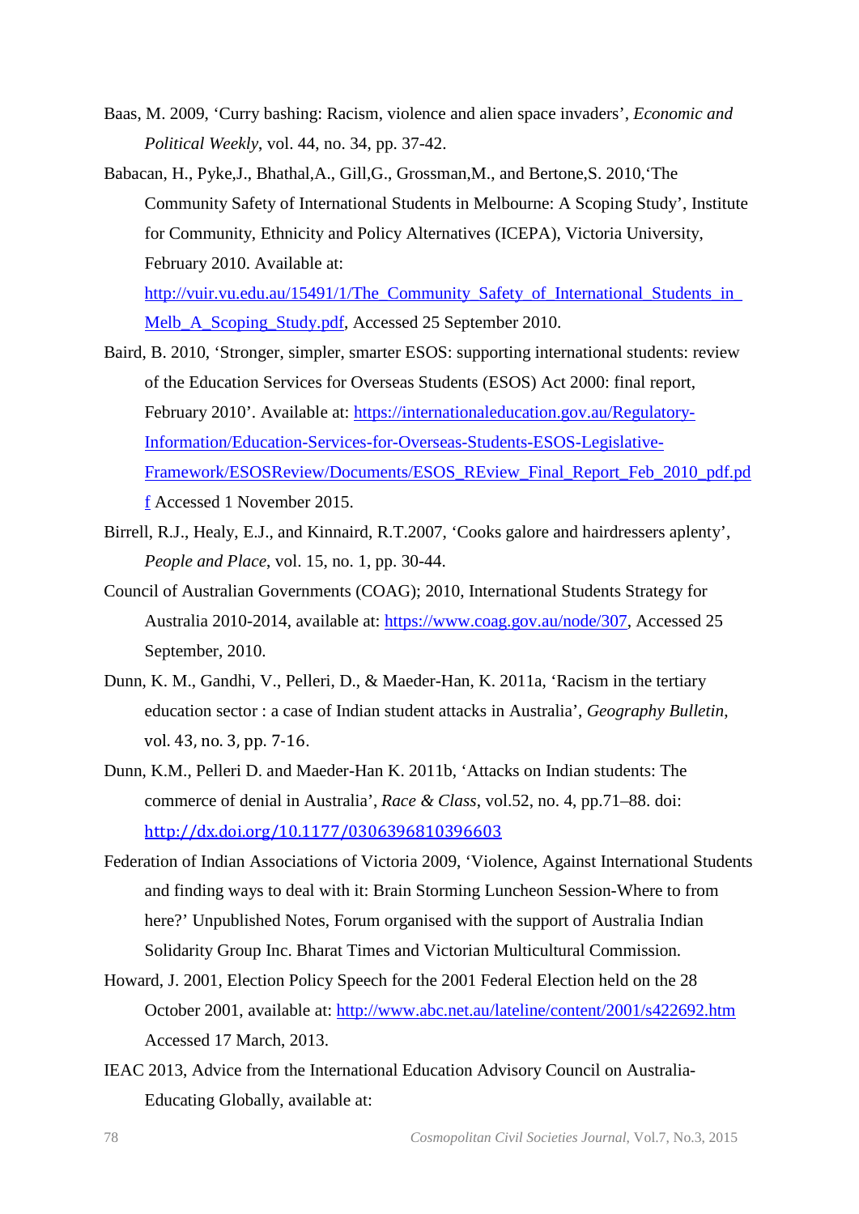Baas, M. 2009, 'Curry bashing: Racism, violence and alien space invaders', *Economic and Political Weekly*, vol. 44, no. 34, pp. 37-42.

Babacan, H., Pyke,J., Bhathal,A., Gill,G., Grossman,M., and Bertone,S. 2010,'The Community Safety of International Students in Melbourne: A Scoping Study', Institute for Community, Ethnicity and Policy Alternatives (ICEPA), Victoria University, February 2010. Available at: http://vuir.vu.edu.au/15491/1/The_Community_Safety_of_International_Students_in_Melb_A_Scoping_Study.pdf, Accessed 25 September 2010.

Baird, B. 2010, 'Stronger, simpler, smarter ESOS: supporting international students: review of the Education Services for Overseas Students (ESOS) Act 2000: final report, February 2010'. Available at: https://internationaleducation.gov.au/Regulatory-Information/Education-Services-for-Overseas-Students-ESOS-Legislative-Framework/ESOSReview/Documents/ESOS_REview_Final_Report_Feb_2010_pdf.pdf Accessed 1 November 2015.

Birrell, R.J., Healy, E.J., and Kinnaird, R.T.2007, 'Cooks galore and hairdressers aplenty', *People and Place*, vol. 15, no. 1, pp. 30-44.

Council of Australian Governments (COAG); 2010, International Students Strategy for Australia 2010-2014, available at: https://www.coag.gov.au/node/307, Accessed 25 September, 2010.

Dunn, K. M., Gandhi, V., Pelleri, D., & Maeder-Han, K. 2011a, 'Racism in the tertiary education sector : a case of Indian student attacks in Australia', *Geography Bulletin*, vol. 43, no. 3, pp. 7-16.

Dunn, K.M., Pelleri D. and Maeder-Han K. 2011b, 'Attacks on Indian students: The commerce of denial in Australia', *Race & Class*, vol.52, no. 4, pp.71–88. doi: http://dx.doi.org/10.1177/0306396810396603

Federation of Indian Associations of Victoria 2009, 'Violence, Against International Students and finding ways to deal with it: Brain Storming Luncheon Session-Where to from here?' Unpublished Notes, Forum organised with the support of Australia Indian Solidarity Group Inc. Bharat Times and Victorian Multicultural Commission.

Howard, J. 2001, Election Policy Speech for the 2001 Federal Election held on the 28 October 2001, available at: http://www.abc.net.au/lateline/content/2001/s422692.htm Accessed 17 March, 2013.

IEAC 2013, Advice from the International Education Advisory Council on Australia-Educating Globally, available at: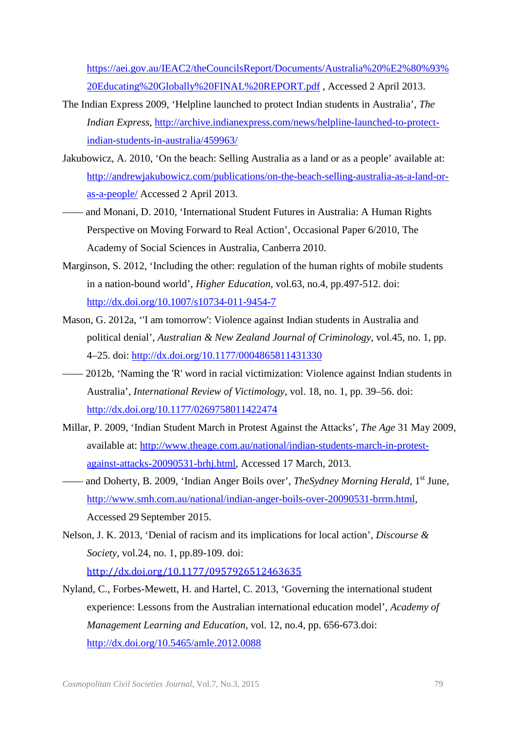https://aei.gov.au/IEAC2/theCouncilsReport/Documents/Australia%20%E2%80%93%20Educating%20Globally%20FINAL%20REPORT.pdf , Accessed 2 April 2013.

The Indian Express 2009, 'Helpline launched to protect Indian students in Australia', *The Indian Express*, http://archive.indianexpress.com/news/helpline-launched-to-protect-indian-students-in-australia/459963/

Jakubowicz, A. 2010, 'On the beach: Selling Australia as a land or as a people' available at: http://andrewjakubowicz.com/publications/on-the-beach-selling-australia-as-a-land-or-as-a-people/ Accessed 2 April 2013.

—— and Monani, D. 2010, 'International Student Futures in Australia: A Human Rights Perspective on Moving Forward to Real Action', Occasional Paper 6/2010, The Academy of Social Sciences in Australia, Canberra 2010.

Marginson, S. 2012, 'Including the other: regulation of the human rights of mobile students in a nation-bound world', *Higher Education*, vol.63, no.4, pp.497-512. doi: http://dx.doi.org/10.1007/s10734-011-9454-7

Mason, G. 2012a, ''I am tomorrow': Violence against Indian students in Australia and political denial', *Australian & New Zealand Journal of Criminology*, vol.45, no. 1, pp. 4–25. doi: http://dx.doi.org/10.1177/0004865811431330

—— 2012b, 'Naming the 'R' word in racial victimization: Violence against Indian students in Australia', *International Review of Victimology*, vol. 18, no. 1, pp. 39–56. doi: http://dx.doi.org/10.1177/0269758011422474

Millar, P. 2009, 'Indian Student March in Protest Against the Attacks', *The Age* 31 May 2009, available at: http://www.theage.com.au/national/indian-students-march-in-protest-against-attacks-20090531-brhj.html, Accessed 17 March, 2013.

—— and Doherty, B. 2009, 'Indian Anger Boils over', *TheSydney Morning Herald*, 1st June, http://www.smh.com.au/national/indian-anger-boils-over-20090531-brrm.html, Accessed 29 September 2015.

Nelson, J. K. 2013, 'Denial of racism and its implications for local action', *Discourse & Society*, vol.24, no. 1, pp.89-109. doi: http://dx.doi.org/10.1177/0957926512463635

Nyland, C., Forbes-Mewett, H. and Hartel, C. 2013, 'Governing the international student experience: Lessons from the Australian international education model', *Academy of Management Learning and Education*, vol. 12, no.4, pp. 656-673.doi: http://dx.doi.org/10.5465/amle.2012.0088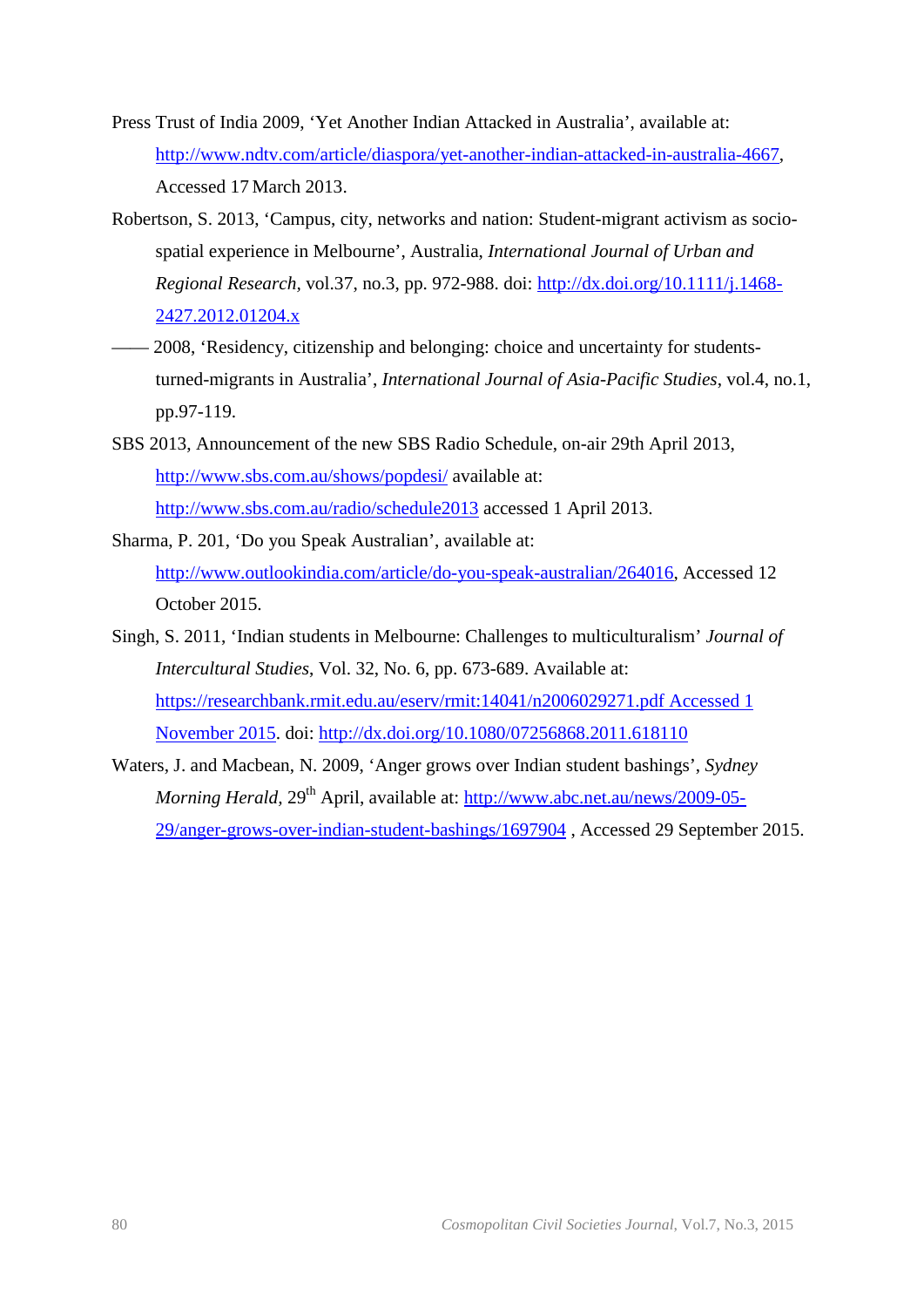Press Trust of India 2009, 'Yet Another Indian Attacked in Australia', available at: http://www.ndtv.com/article/diaspora/yet-another-indian-attacked-in-australia-4667, Accessed 17 March 2013.

Robertson, S. 2013, 'Campus, city, networks and nation: Student-migrant activism as socio-spatial experience in Melbourne', Australia, *International Journal of Urban and Regional Research*, vol.37, no.3, pp. 972-988. doi: http://dx.doi.org/10.1111/j.1468-2427.2012.01204.x

—— 2008, 'Residency, citizenship and belonging: choice and uncertainty for students-turned-migrants in Australia', *International Journal of Asia-Pacific Studies*, vol.4, no.1, pp.97-119.

SBS 2013, Announcement of the new SBS Radio Schedule, on-air 29th April 2013, http://www.sbs.com.au/shows/popdesi/ available at: http://www.sbs.com.au/radio/schedule2013 accessed 1 April 2013.

Sharma, P. 201, 'Do you Speak Australian', available at: http://www.outlookindia.com/article/do-you-speak-australian/264016, Accessed 12 October 2015.

Singh, S. 2011, 'Indian students in Melbourne: Challenges to multiculturalism' *Journal of Intercultural Studies*, Vol. 32, No. 6, pp. 673-689. Available at: https://researchbank.rmit.edu.au/eserv/rmit:14041/n2006029271.pdf Accessed 1 November 2015. doi: http://dx.doi.org/10.1080/07256868.2011.618110

Waters, J. and Macbean, N. 2009, 'Anger grows over Indian student bashings', *Sydney Morning Herald*, 29th April, available at: http://www.abc.net.au/news/2009-05-29/anger-grows-over-indian-student-bashings/1697904 , Accessed 29 September 2015.